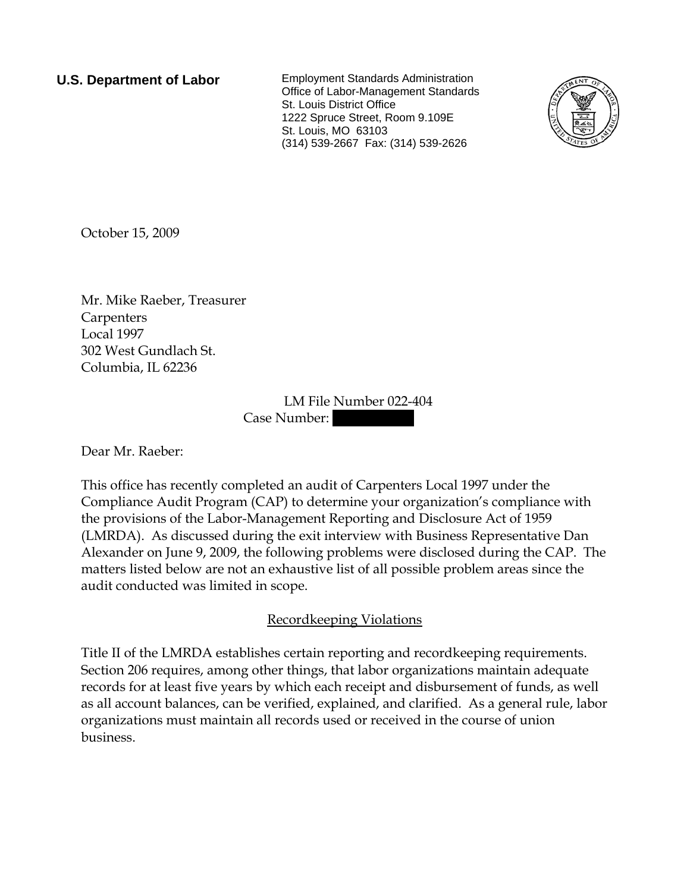**U.S. Department of Labor**

Employment Standards Administration
Office of Labor-Management Standards
St. Louis District Office
1222 Spruce Street, Room 9.109E
St. Louis, MO 63103
(314) 539-2667 Fax: (314) 539-2626

October 15, 2009

Mr. Mike Raeber, Treasurer
Carpenters
Local 1997
302 West Gundlach St.
Columbia, IL 62236

LM File Number 022-404
Case Number: 

Dear Mr. Raeber:

This office has recently completed an audit of Carpenters Local 1997 under the Compliance Audit Program (CAP) to determine your organization's compliance with the provisions of the Labor-Management Reporting and Disclosure Act of 1959 (LMRDA). As discussed during the exit interview with Business Representative Dan Alexander on June 9, 2009, the following problems were disclosed during the CAP. The matters listed below are not an exhaustive list of all possible problem areas since the audit conducted was limited in scope.

Recordkeeping Violations

Title II of the LMRDA establishes certain reporting and recordkeeping requirements. Section 206 requires, among other things, that labor organizations maintain adequate records for at least five years by which each receipt and disbursement of funds, as well as all account balances, can be verified, explained, and clarified. As a general rule, labor organizations must maintain all records used or received in the course of union business.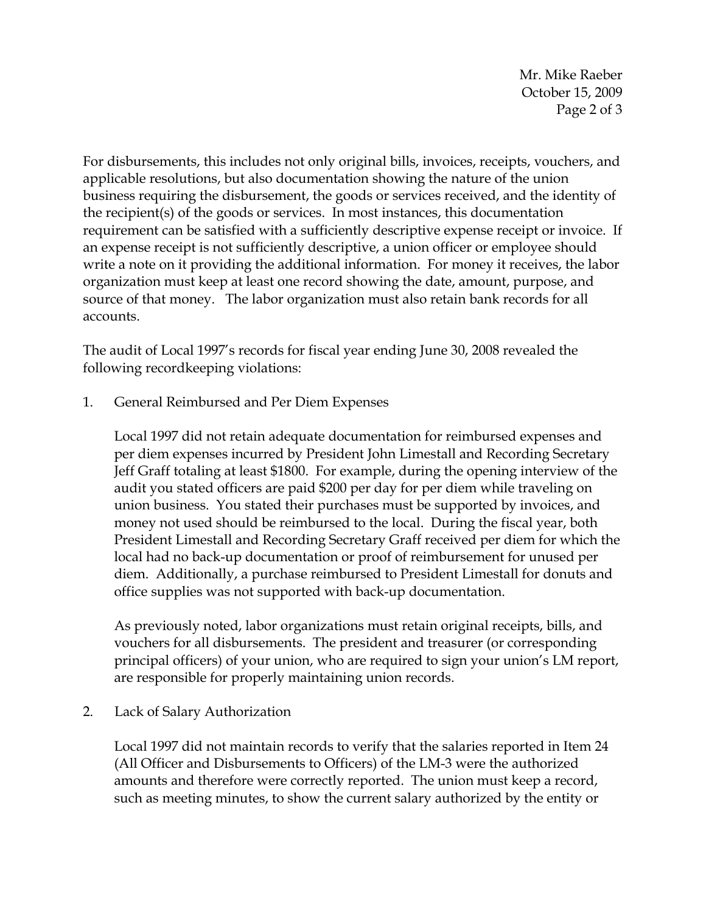For disbursements, this includes not only original bills, invoices, receipts, vouchers, and applicable resolutions, but also documentation showing the nature of the union business requiring the disbursement, the goods or services received, and the identity of the recipient(s) of the goods or services. In most instances, this documentation requirement can be satisfied with a sufficiently descriptive expense receipt or invoice. If an expense receipt is not sufficiently descriptive, a union officer or employee should write a note on it providing the additional information. For money it receives, the labor organization must keep at least one record showing the date, amount, purpose, and source of that money. The labor organization must also retain bank records for all accounts.

The audit of Local 1997's records for fiscal year ending June 30, 2008 revealed the following recordkeeping violations:

1. General Reimbursed and Per Diem Expenses

   Local 1997 did not retain adequate documentation for reimbursed expenses and per diem expenses incurred by President John Limestall and Recording Secretary Jeff Graff totaling at least $1800. For example, during the opening interview of the audit you stated officers are paid $200 per day for per diem while traveling on union business. You stated their purchases must be supported by invoices, and money not used should be reimbursed to the local. During the fiscal year, both President Limestall and Recording Secretary Graff received per diem for which the local had no back-up documentation or proof of reimbursement for unused per diem. Additionally, a purchase reimbursed to President Limestall for donuts and office supplies was not supported with back-up documentation.

   As previously noted, labor organizations must retain original receipts, bills, and vouchers for all disbursements. The president and treasurer (or corresponding principal officers) of your union, who are required to sign your union's LM report, are responsible for properly maintaining union records.

2. Lack of Salary Authorization

   Local 1997 did not maintain records to verify that the salaries reported in Item 24 (All Officer and Disbursements to Officers) of the LM-3 were the authorized amounts and therefore were correctly reported. The union must keep a record, such as meeting minutes, to show the current salary authorized by the entity or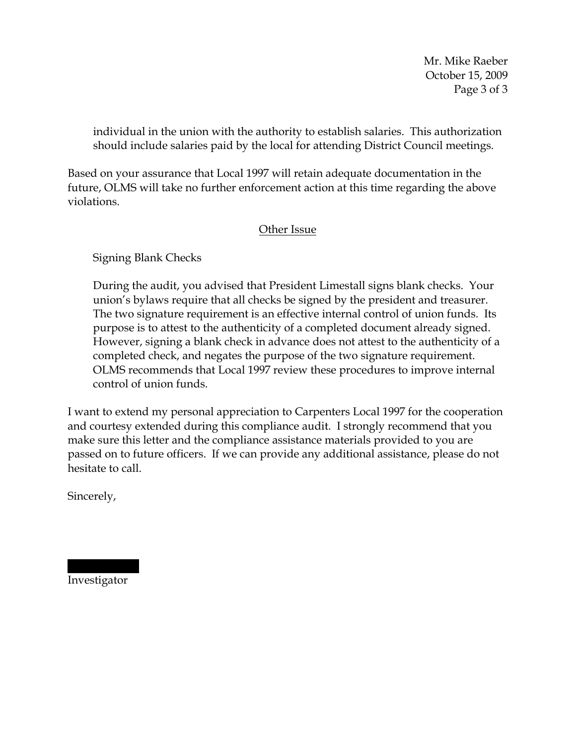individual in the union with the authority to establish salaries. This authorization should include salaries paid by the local for attending District Council meetings.

Based on your assurance that Local 1997 will retain adequate documentation in the future, OLMS will take no further enforcement action at this time regarding the above violations.

## Other Issue

Signing Blank Checks

During the audit, you advised that President Limestall signs blank checks. Your union's bylaws require that all checks be signed by the president and treasurer. The two signature requirement is an effective internal control of union funds. Its purpose is to attest to the authenticity of a completed document already signed. However, signing a blank check in advance does not attest to the authenticity of a completed check, and negates the purpose of the two signature requirement. OLMS recommends that Local 1997 review these procedures to improve internal control of union funds.

I want to extend my personal appreciation to Carpenters Local 1997 for the cooperation and courtesy extended during this compliance audit. I strongly recommend that you make sure this letter and the compliance assistance materials provided to you are passed on to future officers. If we can provide any additional assistance, please do not hesitate to call.

Sincerely,

Investigator